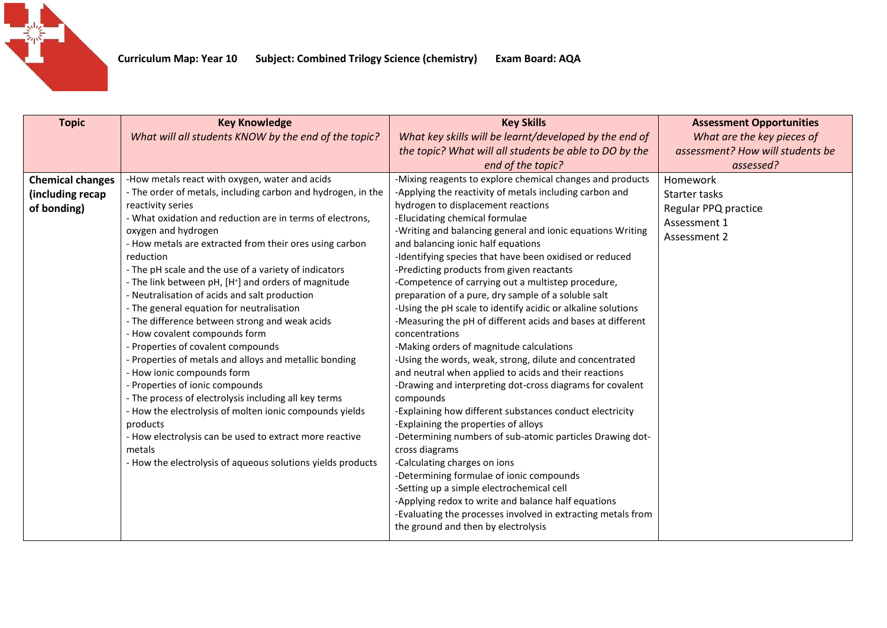**Curriculum Map: Year 10 Subject: Combined Trilogy Science (chemistry) Exam Board: AQA**

| Topic | Key Knowledge<br>*What will all students KNOW by the end of the topic?* | Key Skills<br>*What key skills will be learnt/developed by the end of the topic? What will all students be able to DO by the end of the topic?* | Assessment Opportunities<br>*What are the key pieces of assessment? How will students be assessed?* |
|---|---|---|---|
| **Chemical changes (including recap of bonding)** | -How metals react with oxygen, water and acids<br>- The order of metals, including carbon and hydrogen, in the reactivity series<br>- What oxidation and reduction are in terms of electrons, oxygen and hydrogen<br>- How metals are extracted from their ores using carbon reduction<br>- The pH scale and the use of a variety of indicators<br>- The link between pH, $[H^+]$ and orders of magnitude<br>- Neutralisation of acids and salt production<br>- The general equation for neutralisation<br>- The difference between strong and weak acids<br>- How covalent compounds form<br>- Properties of covalent compounds<br>- Properties of metals and alloys and metallic bonding<br>- How ionic compounds form<br>- Properties of ionic compounds<br>- The process of electrolysis including all key terms<br>- How the electrolysis of molten ionic compounds yields products<br>- How electrolysis can be used to extract more reactive metals<br>- How the electrolysis of aqueous solutions yields products | -Mixing reagents to explore chemical changes and products<br>-Applying the reactivity of metals including carbon and hydrogen to displacement reactions<br>-Elucidating chemical formulae<br>-Writing and balancing general and ionic equations Writing and balancing ionic half equations<br>-Identifying species that have been oxidised or reduced<br>-Predicting products from given reactants<br>-Competence of carrying out a multistep procedure, preparation of a pure, dry sample of a soluble salt<br>-Using the pH scale to identify acidic or alkaline solutions<br>-Measuring the pH of different acids and bases at different concentrations<br>-Making orders of magnitude calculations<br>-Using the words, weak, strong, dilute and concentrated and neutral when applied to acids and their reactions<br>-Drawing and interpreting dot-cross diagrams for covalent compounds<br>-Explaining how different substances conduct electricity<br>-Explaining the properties of alloys<br>-Determining numbers of sub-atomic particles Drawing dot-cross diagrams<br>-Calculating charges on ions<br>-Determining formulae of ionic compounds<br>-Setting up a simple electrochemical cell<br>-Applying redox to write and balance half equations<br>-Evaluating the processes involved in extracting metals from the ground and then by electrolysis | Homework<br>Starter tasks<br>Regular PPQ practice<br>Assessment 1<br>Assessment 2 |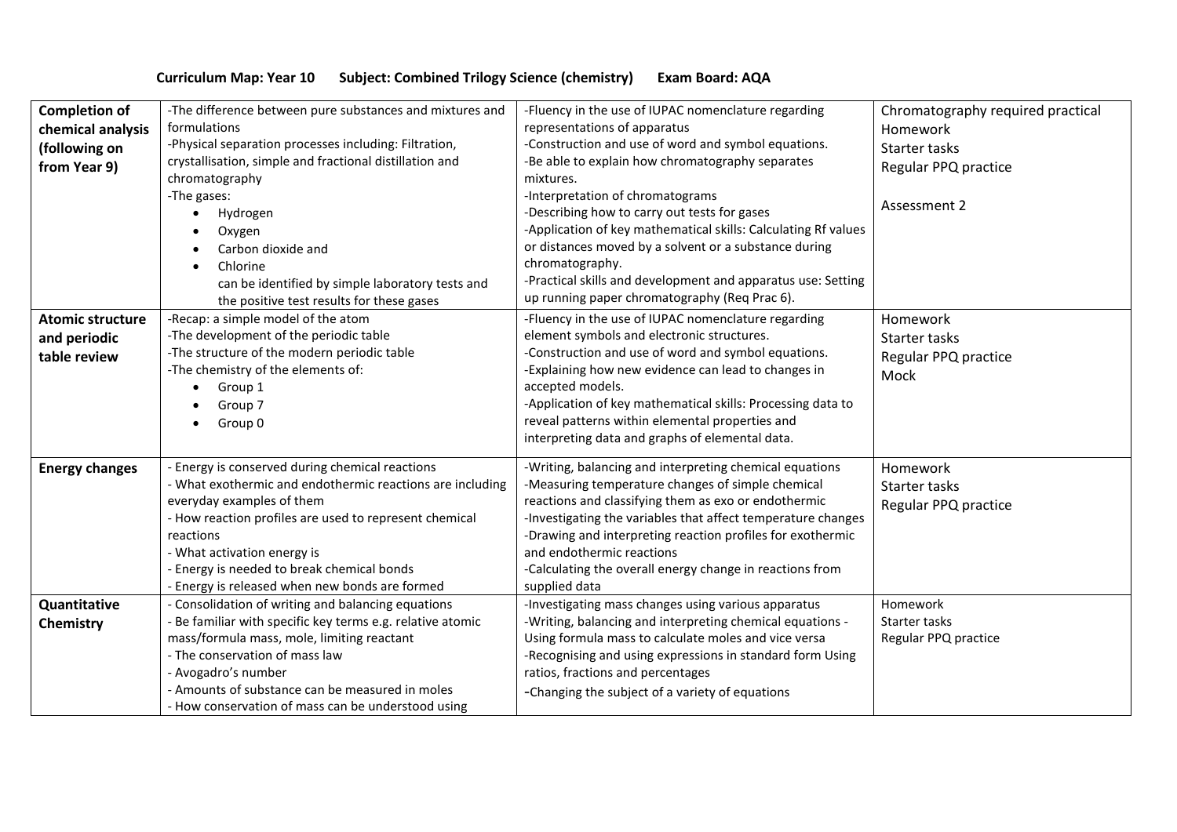**Curriculum Map: Year 10 Subject: Combined Trilogy Science (chemistry) Exam Board: AQA**

| | | | |
|---|---|---|---|
| **Completion of chemical analysis (following on from Year 9)** | -The difference between pure substances and mixtures and formulations<br>-Physical separation processes including: Filtration, crystallisation, simple and fractional distillation and chromatography<br>-The gases:<br>• Hydrogen<br>• Oxygen<br>• Carbon dioxide and<br>• Chlorine<br>can be identified by simple laboratory tests and the positive test results for these gases | -Fluency in the use of IUPAC nomenclature regarding representations of apparatus<br>-Construction and use of word and symbol equations.<br>-Be able to explain how chromatography separates mixtures.<br>-Interpretation of chromatograms<br>-Describing how to carry out tests for gases<br>-Application of key mathematical skills: Calculating Rf values or distances moved by a solvent or a substance during chromatography.<br>-Practical skills and development and apparatus use: Setting up running paper chromatography (Req Prac 6). | Chromatography required practical<br>Homework<br>Starter tasks<br>Regular PPQ practice<br><br>Assessment 2 |
| **Atomic structure and periodic table review** | -Recap: a simple model of the atom<br>-The development of the periodic table<br>-The structure of the modern periodic table<br>-The chemistry of the elements of:<br>• Group 1<br>• Group 7<br>• Group 0 | -Fluency in the use of IUPAC nomenclature regarding element symbols and electronic structures.<br>-Construction and use of word and symbol equations.<br>-Explaining how new evidence can lead to changes in accepted models.<br>-Application of key mathematical skills: Processing data to reveal patterns within elemental properties and interpreting data and graphs of elemental data. | Homework<br>Starter tasks<br>Regular PPQ practice<br>Mock |
| **Energy changes** | - Energy is conserved during chemical reactions<br>- What exothermic and endothermic reactions are including everyday examples of them<br>- How reaction profiles are used to represent chemical reactions<br>- What activation energy is<br>- Energy is needed to break chemical bonds<br>- Energy is released when new bonds are formed | -Writing, balancing and interpreting chemical equations<br>-Measuring temperature changes of simple chemical reactions and classifying them as exo or endothermic<br>-Investigating the variables that affect temperature changes<br>-Drawing and interpreting reaction profiles for exothermic and endothermic reactions<br>-Calculating the overall energy change in reactions from supplied data | Homework<br>Starter tasks<br>Regular PPQ practice |
| **Quantitative Chemistry** | - Consolidation of writing and balancing equations<br>- Be familiar with specific key terms e.g. relative atomic mass/formula mass, mole, limiting reactant<br>- The conservation of mass law<br>- Avogadro's number<br>- Amounts of substance can be measured in moles<br>- How conservation of mass can be understood using | -Investigating mass changes using various apparatus<br>-Writing, balancing and interpreting chemical equations -Using formula mass to calculate moles and vice versa<br>-Recognising and using expressions in standard form Using ratios, fractions and percentages<br>-Changing the subject of a variety of equations | Homework<br>Starter tasks<br>Regular PPQ practice |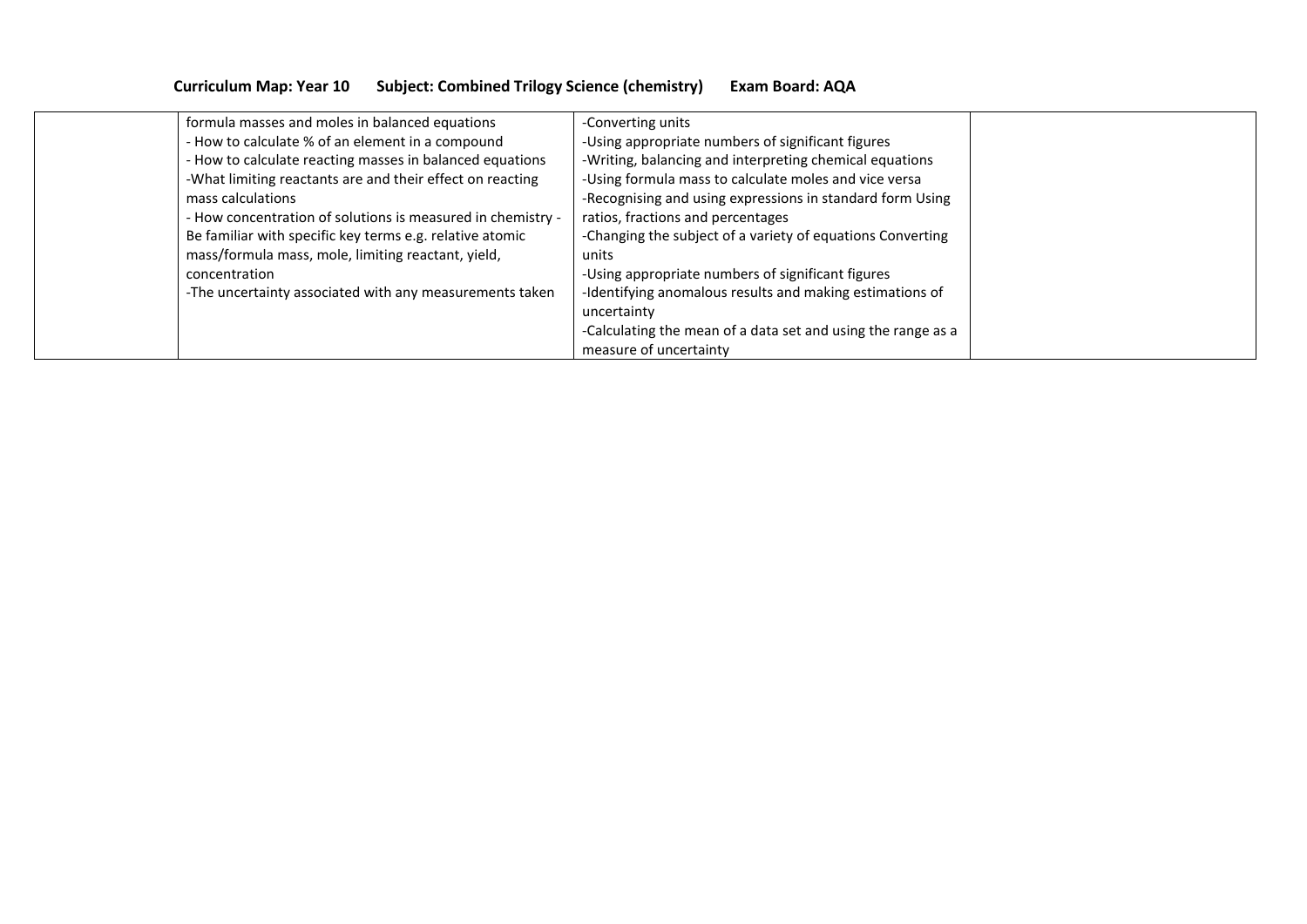**Curriculum Map: Year 10 Subject: Combined Trilogy Science (chemistry) Exam Board: AQA**

| | | | |
|---|---|---|---|
| | formula masses and moles in balanced equations<br>- How to calculate % of an element in a compound<br>- How to calculate reacting masses in balanced equations<br>-What limiting reactants are and their effect on reacting mass calculations<br>- How concentration of solutions is measured in chemistry - Be familiar with specific key terms e.g. relative atomic mass/formula mass, mole, limiting reactant, yield, concentration<br>-The uncertainty associated with any measurements taken | -Converting units<br>-Using appropriate numbers of significant figures<br>-Writing, balancing and interpreting chemical equations<br>-Using formula mass to calculate moles and vice versa<br>-Recognising and using expressions in standard form Using ratios, fractions and percentages<br>-Changing the subject of a variety of equations Converting units<br>-Using appropriate numbers of significant figures<br>-Identifying anomalous results and making estimations of uncertainty<br>-Calculating the mean of a data set and using the range as a measure of uncertainty | |